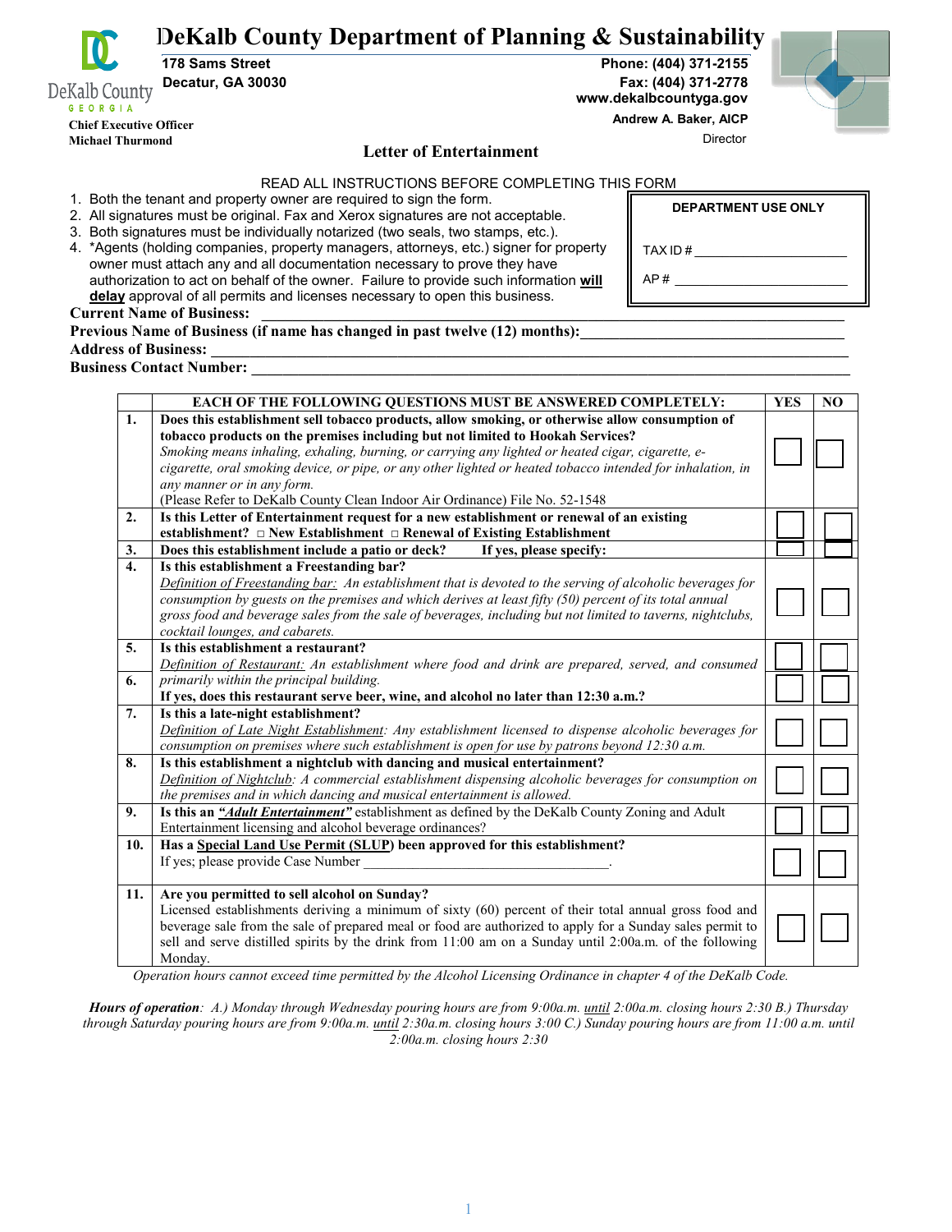# DeKalb County Department of Planning & Sustainability

178 Sams Street
Decatur, GA 30030

Phone: (404) 371-2155
Fax: (404) 371-2778
www.dekalbcountyga.gov

Chief Executive Officer
Michael Thurmond

Andrew A. Baker, AICP
Director

## Letter of Entertainment

READ ALL INSTRUCTIONS BEFORE COMPLETING THIS FORM

1. Both the tenant and property owner are required to sign the form.
2. All signatures must be original. Fax and Xerox signatures are not acceptable.
3. Both signatures must be individually notarized (two seals, two stamps, etc.).
4. *Agents (holding companies, property managers, attorneys, etc.) signer for property owner must attach any and all documentation necessary to prove they have authorization to act on behalf of the owner. Failure to provide such information **will delay** approval of all permits and licenses necessary to open this business.

**DEPARTMENT USE ONLY**

TAX ID # ____________________

AP # ____________________

**Current Name of Business:** ____________________

**Previous Name of Business (if name has changed in past twelve (12) months):** ____________________

**Address of Business:** ____________________

**Business Contact Number:** ____________________

| | EACH OF THE FOLLOWING QUESTIONS MUST BE ANSWERED COMPLETELY: | YES | NO |
|---|---|---|---|
| 1. | **Does this establishment sell tobacco products, allow smoking, or otherwise allow consumption of tobacco products on the premises including but not limited to Hookah Services?** *Smoking means inhaling, exhaling, burning, or carrying any lighted or heated cigar, cigarette, e-cigarette, oral smoking device, or pipe, or any other lighted or heated tobacco intended for inhalation, in any manner or in any form.* (Please Refer to DeKalb County Clean Indoor Air Ordinance) File No. 52-1548 | ☐ | ☐ |
| 2. | **Is this Letter of Entertainment request for a new establishment or renewal of an existing establishment?** ☐ **New Establishment** ☐ **Renewal of Existing Establishment** | ☐ | ☐ |
| 3. | **Does this establishment include a patio or deck? If yes, please specify:** | ☐ | ☐ |
| 4. | **Is this establishment a Freestanding bar?** *Definition of Freestanding bar: An establishment that is devoted to the serving of alcoholic beverages for consumption by guests on the premises and which derives at least fifty (50) percent of its total annual gross food and beverage sales from the sale of beverages, including but not limited to taverns, nightclubs, cocktail lounges, and cabarets.* | ☐ | ☐ |
| 5. | **Is this establishment a restaurant?** *Definition of Restaurant: An establishment where food and drink are prepared, served, and consumed primarily within the principal building.* | ☐ | ☐ |
| 6. | **If yes, does this restaurant serve beer, wine, and alcohol no later than 12:30 a.m.?** | ☐ | ☐ |
| 7. | **Is this a late-night establishment?** *Definition of Late Night Establishment: Any establishment licensed to dispense alcoholic beverages for consumption on premises where such establishment is open for use by patrons beyond 12:30 a.m.* | ☐ | ☐ |
| 8. | **Is this establishment a nightclub with dancing and musical entertainment?** *Definition of Nightclub: A commercial establishment dispensing alcoholic beverages for consumption on the premises and in which dancing and musical entertainment is allowed.* | ☐ | ☐ |
| 9. | **Is this an *"Adult Entertainment"*** establishment as defined by the DeKalb County Zoning and Adult Entertainment licensing and alcohol beverage ordinances? | ☐ | ☐ |
| 10. | **Has a Special Land Use Permit (SLUP) been approved for this establishment?** If yes; please provide Case Number ____________________. | ☐ | ☐ |
| 11. | **Are you permitted to sell alcohol on Sunday?** Licensed establishments deriving a minimum of sixty (60) percent of their total annual gross food and beverage sale from the sale of prepared meal or food are authorized to apply for a Sunday sales permit to sell and serve distilled spirits by the drink from 11:00 am on a Sunday until 2:00a.m. of the following Monday. | ☐ | ☐ |

*Operation hours cannot exceed time permitted by the Alcohol Licensing Ordinance in chapter 4 of the DeKalb Code.*

***Hours of operation**: A.) Monday through Wednesday pouring hours are from 9:00a.m. until 2:00a.m. closing hours 2:30 B.) Thursday through Saturday pouring hours are from 9:00a.m. until 2:30a.m. closing hours 3:00 C.) Sunday pouring hours are from 11:00 a.m. until 2:00a.m. closing hours 2:30*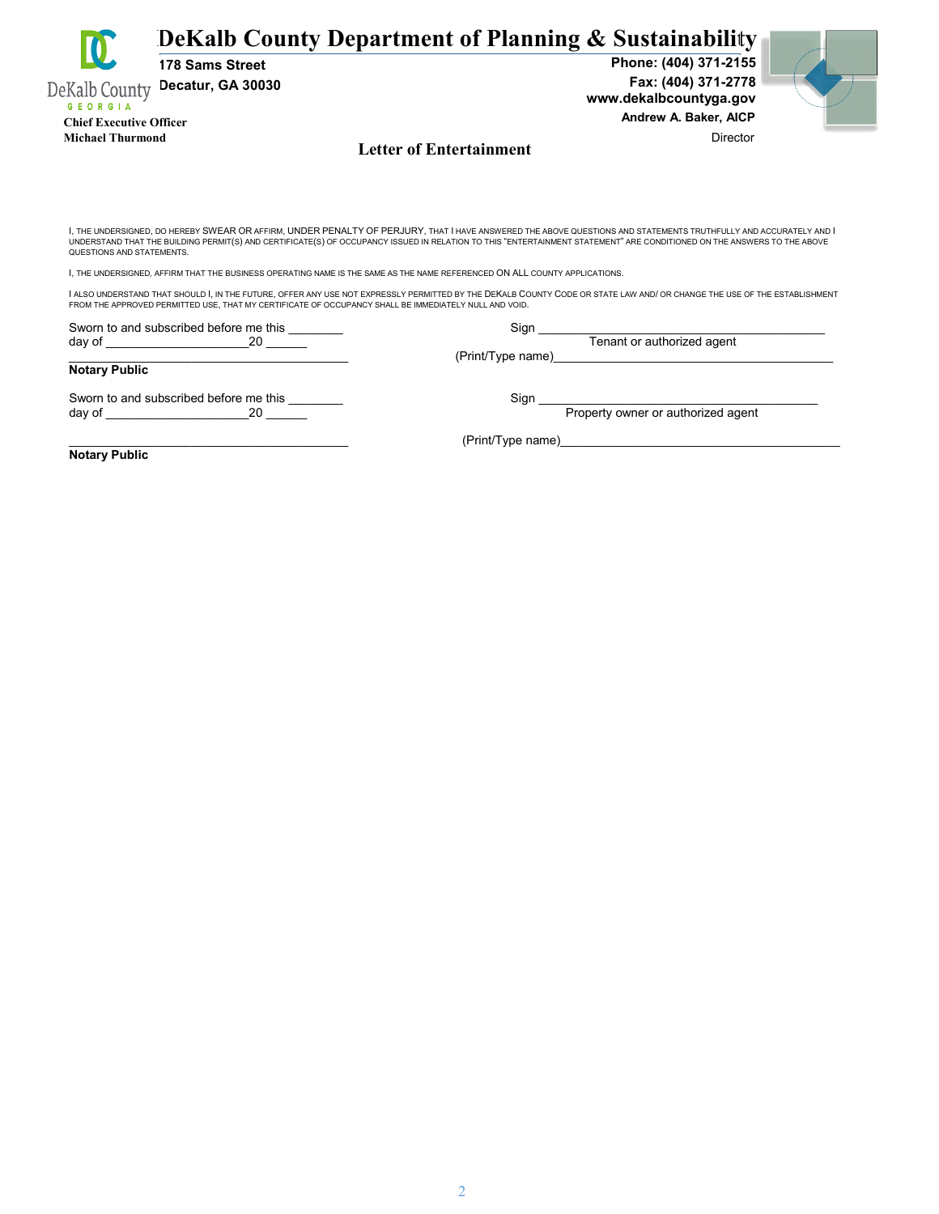# DeKalb County Department of Planning & Sustainability

178 Sams Street
Decatur, GA 30030

Phone: (404) 371-2155
Fax: (404) 371-2778
www.dekalbcountyga.gov

**Chief Executive Officer**
**Michael Thurmond**

**Andrew A. Baker, AICP**
Director

## Letter of Entertainment

I, THE UNDERSIGNED, DO HEREBY SWEAR OR AFFIRM, UNDER PENALTY OF PERJURY, THAT I HAVE ANSWERED THE ABOVE QUESTIONS AND STATEMENTS TRUTHFULLY AND ACCURATELY AND I UNDERSTAND THAT THE BUILDING PERMIT(S) AND CERTIFICATE(S) OF OCCUPANCY ISSUED IN RELATION TO THIS "ENTERTAINMENT STATEMENT" ARE CONDITIONED ON THE ANSWERS TO THE ABOVE QUESTIONS AND STATEMENTS.

I, THE UNDERSIGNED, AFFIRM THAT THE BUSINESS OPERATING NAME IS THE SAME AS THE NAME REFERENCED ON ALL COUNTY APPLICATIONS.

I ALSO UNDERSTAND THAT SHOULD I, IN THE FUTURE, OFFER ANY USE NOT EXPRESSLY PERMITTED BY THE DEKALB COUNTY CODE OR STATE LAW AND/ OR CHANGE THE USE OF THE ESTABLISHMENT FROM THE APPROVED PERMITTED USE, THAT MY CERTIFICATE OF OCCUPANCY SHALL BE IMMEDIATELY NULL AND VOID.

Sworn to and subscribed before me this ________
day of _____________________20 ______

_________________________________________
**Notary Public**

Sign ____________________________________________
Tenant or authorized agent

(Print/Type name)__________________________________________

Sworn to and subscribed before me this ________
day of _____________________20 ______

_________________________________________
**Notary Public**

Sign ____________________________________________
Property owner or authorized agent

(Print/Type name)__________________________________________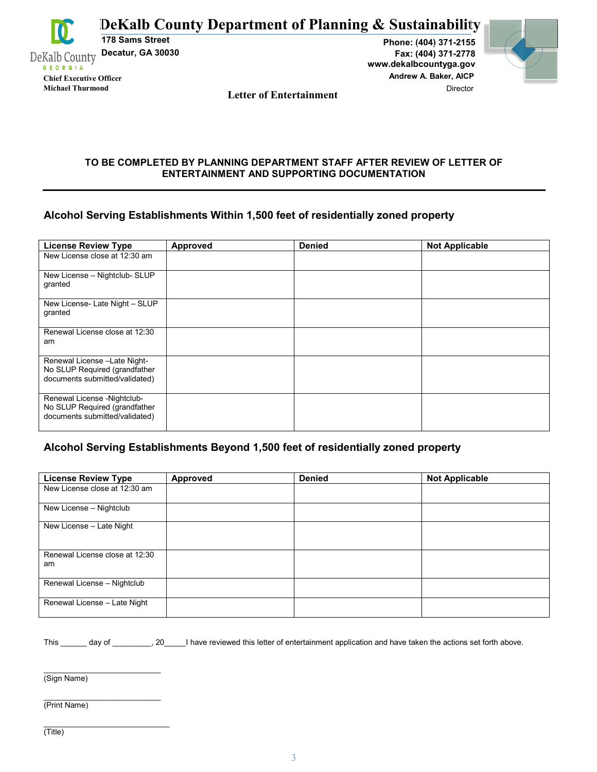DeKalb County Department of Planning & Sustainability

178 Sams Street
Decatur, GA 30030

Phone: (404) 371-2155
Fax: (404) 371-2778
www.dekalbcountyga.gov

Chief Executive Officer
Michael Thurmond

Andrew A. Baker, AICP
Director

**Letter of Entertainment**

**TO BE COMPLETED BY PLANNING DEPARTMENT STAFF AFTER REVIEW OF LETTER OF ENTERTAINMENT AND SUPPORTING DOCUMENTATION**

---

## Alcohol Serving Establishments Within 1,500 feet of residentially zoned property

| License Review Type | Approved | Denied | Not Applicable |
|---|---|---|---|
| New License close at 12:30 am | | | |
| New License – Nightclub- SLUP granted | | | |
| New License- Late Night – SLUP granted | | | |
| Renewal License close at 12:30 am | | | |
| Renewal License –Late Night- No SLUP Required (grandfather documents submitted/validated) | | | |
| Renewal License -Nightclub- No SLUP Required (grandfather documents submitted/validated) | | | |

## Alcohol Serving Establishments Beyond 1,500 feet of residentially zoned property

| License Review Type | Approved | Denied | Not Applicable |
|---|---|---|---|
| New License close at 12:30 am | | | |
| New License – Nightclub | | | |
| New License – Late Night | | | |
| Renewal License close at 12:30 am | | | |
| Renewal License – Nightclub | | | |
| Renewal License – Late Night | | | |

This ______ day of _________, 20_____I have reviewed this letter of entertainment application and have taken the actions set forth above.

___________________________
(Sign Name)

___________________________
(Print Name)

___________________________
(Title)